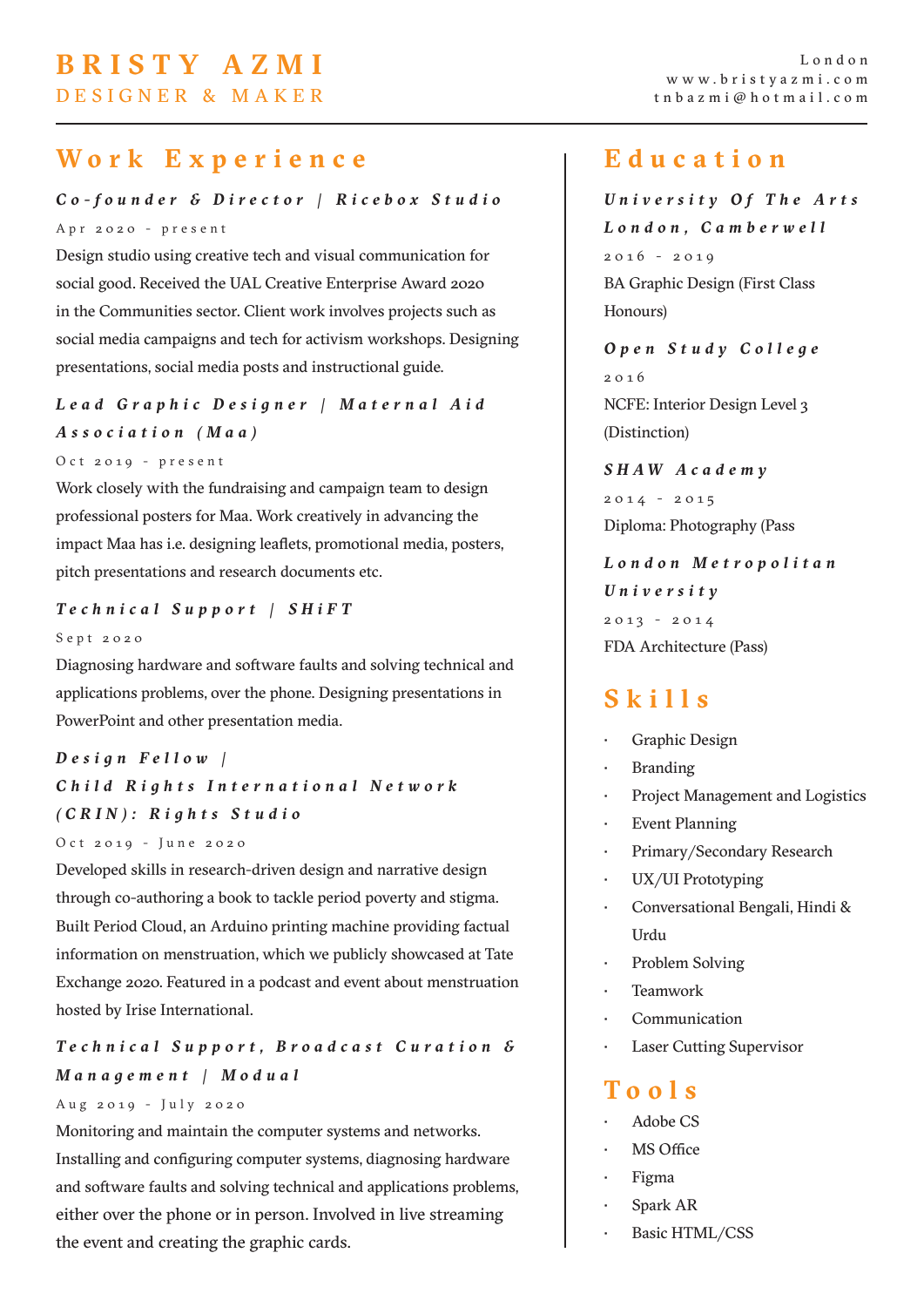# BRISTY AZMI

## DESIGNER & MAKER

London
www.bristyazmi.com
tnbazmi@hotmail.com

## Work Experience

### *Co-founder & Director | Ricebox Studio*

Apr 2020 - present

Design studio using creative tech and visual communication for social good. Received the UAL Creative Enterprise Award 2020 in the Communities sector. Client work involves projects such as social media campaigns and tech for activism workshops. Designing presentations, social media posts and instructional guide.

### *Lead Graphic Designer | Maternal Aid Association (Maa)*

Oct 2019 - present

Work closely with the fundraising and campaign team to design professional posters for Maa. Work creatively in advancing the impact Maa has i.e. designing leaflets, promotional media, posters, pitch presentations and research documents etc.

### *Technical Support | SHiFT*

Sept 2020

Diagnosing hardware and software faults and solving technical and applications problems, over the phone. Designing presentations in PowerPoint and other presentation media.

### *Design Fellow | Child Rights International Network (CRIN): Rights Studio*

Oct 2019 - June 2020

Developed skills in research-driven design and narrative design through co-authoring a book to tackle period poverty and stigma. Built Period Cloud, an Arduino printing machine providing factual information on menstruation, which we publicly showcased at Tate Exchange 2020. Featured in a podcast and event about menstruation hosted by Irise International.

### *Technical Support, Broadcast Curation & Management | Modual*

Aug 2019 - July 2020

Monitoring and maintain the computer systems and networks. Installing and configuring computer systems, diagnosing hardware and software faults and solving technical and applications problems, either over the phone or in person. Involved in live streaming the event and creating the graphic cards.

## Education

### *University Of The Arts London, Camberwell*

2016 - 2019

BA Graphic Design (First Class Honours)

### *Open Study College*

2016

NCFE: Interior Design Level 3 (Distinction)

### *SHAW Academy*

2014 - 2015

Diploma: Photography (Pass

### *London Metropolitan University*

2013 - 2014

FDA Architecture (Pass)

## Skills

- Graphic Design
- Branding
- Project Management and Logistics
- Event Planning
- Primary/Secondary Research
- UX/UI Prototyping
- Conversational Bengali, Hindi & Urdu
- Problem Solving
- Teamwork
- Communication
- Laser Cutting Supervisor

## Tools

- Adobe CS
- MS Office
- Figma
- Spark AR
- Basic HTML/CSS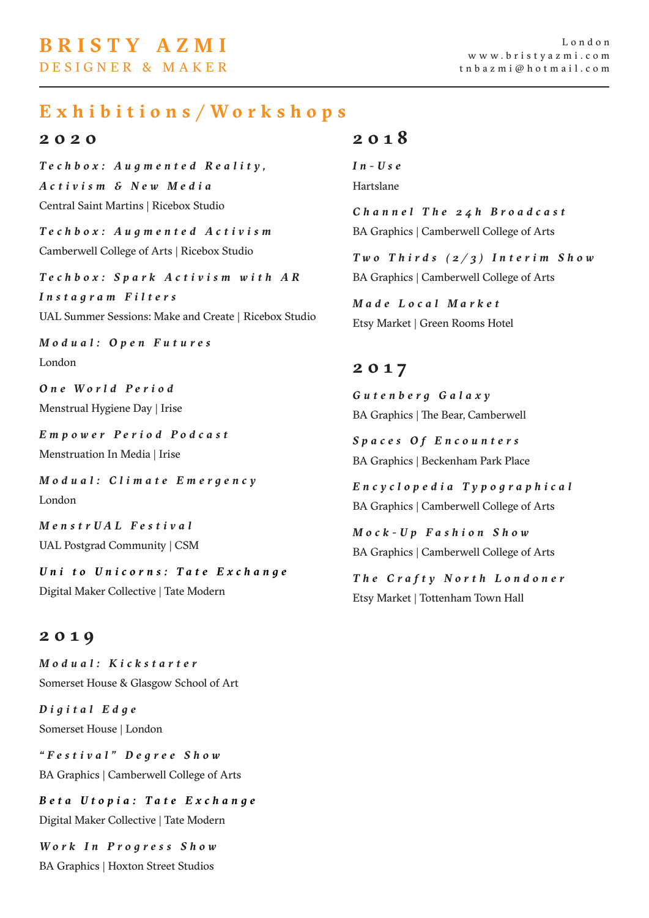# BRISTY AZMI
DESIGNER & MAKER

London
www.bristyazmi.com
tnbazmi@hotmail.com

## Exhibitions/Workshops

### 2020

***Techbox: Augmented Reality, Activism & New Media***
Central Saint Martins | Ricebox Studio

***Techbox: Augmented Activism***
Camberwell College of Arts | Ricebox Studio

***Techbox: Spark Activism with AR Instagram Filters***
UAL Summer Sessions: Make and Create | Ricebox Studio

***Modual: Open Futures***
London

***One World Period***
Menstrual Hygiene Day | Irise

***Empower Period Podcast***
Menstruation In Media | Irise

***Modual: Climate Emergency***
London

***MenstrUAL Festival***
UAL Postgrad Community | CSM

***Uni to Unicorns: Tate Exchange***
Digital Maker Collective | Tate Modern

### 2019

***Modual: Kickstarter***
Somerset House & Glasgow School of Art

***Digital Edge***
Somerset House | London

***"Festival" Degree Show***
BA Graphics | Camberwell College of Arts

***Beta Utopia: Tate Exchange***
Digital Maker Collective | Tate Modern

***Work In Progress Show***
BA Graphics | Hoxton Street Studios

### 2018

***In-Use***
Hartslane

***Channel The 24h Broadcast***
BA Graphics | Camberwell College of Arts

***Two Thirds (2/3) Interim Show***
BA Graphics | Camberwell College of Arts

***Made Local Market***
Etsy Market | Green Rooms Hotel

### 2017

***Gutenberg Galaxy***
BA Graphics | The Bear, Camberwell

***Spaces Of Encounters***
BA Graphics | Beckenham Park Place

***Encyclopedia Typographical***
BA Graphics | Camberwell College of Arts

***Mock-Up Fashion Show***
BA Graphics | Camberwell College of Arts

***The Crafty North Londoner***
Etsy Market | Tottenham Town Hall